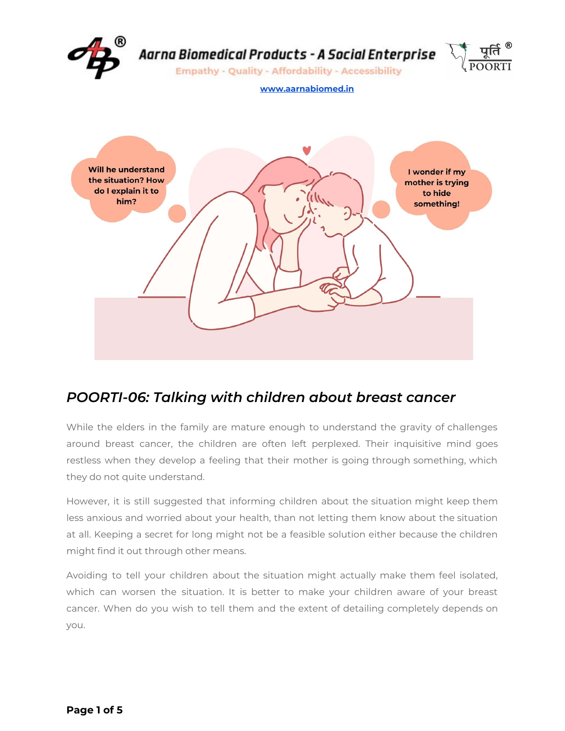# POORTI-06: Talking with children about breast cancer

While the elders in the family are mature enough to understand the gravity of challenges around breast cancer, the children are often left perplexed. Their inquisitive mind goes restless when they develop a feeling that their mother is going through something, which they do not quite understand.

However, it is still suggested that informing children about the situation might keep them less anxious and worried about your health, than not letting them know about the situation at all. Keeping a secret for long might not be a feasible solution either because the children might find it out through other means.

Avoiding to tell your children about the situation might actually make them feel isolated, which can worsen the situation. It is better to make your children aware of your breast cancer. When do you wish to tell them and the extent of detailing completely depends on you.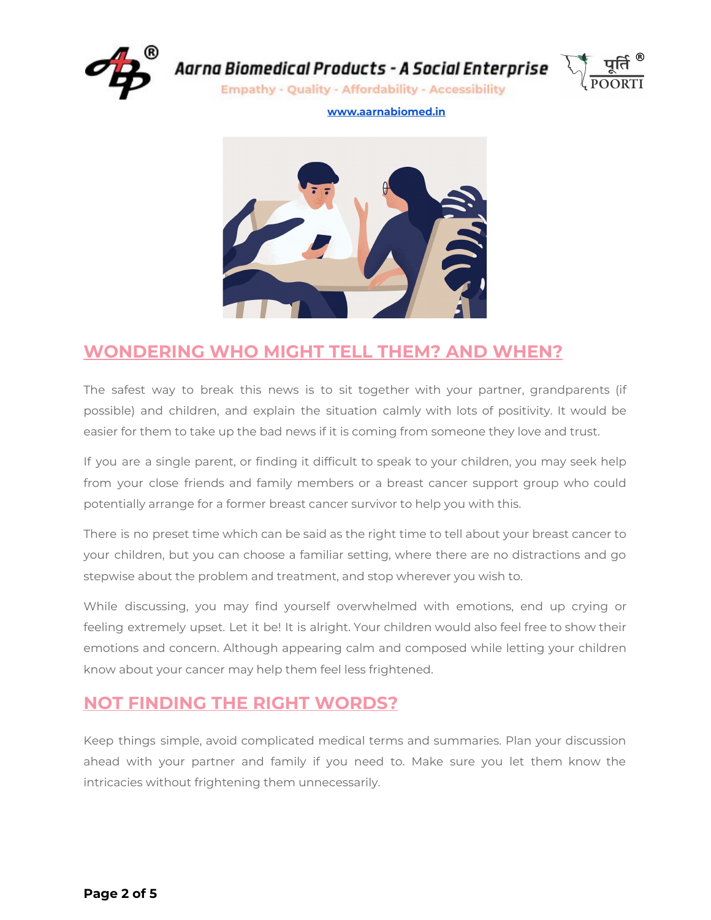## WONDERING WHO MIGHT TELL THEM? AND WHEN?

The safest way to break this news is to sit together with your partner, grandparents (if possible) and children, and explain the situation calmly with lots of positivity. It would be easier for them to take up the bad news if it is coming from someone they love and trust.

If you are a single parent, or finding it difficult to speak to your children, you may seek help from your close friends and family members or a breast cancer support group who could potentially arrange for a former breast cancer survivor to help you with this.

There is no preset time which can be said as the right time to tell about your breast cancer to your children, but you can choose a familiar setting, where there are no distractions and go stepwise about the problem and treatment, and stop wherever you wish to.

While discussing, you may find yourself overwhelmed with emotions, end up crying or feeling extremely upset. Let it be! It is alright. Your children would also feel free to show their emotions and concern. Although appearing calm and composed while letting your children know about your cancer may help them feel less frightened.

## NOT FINDING THE RIGHT WORDS?

Keep things simple, avoid complicated medical terms and summaries. Plan your discussion ahead with your partner and family if you need to. Make sure you let them know the intricacies without frightening them unnecessarily.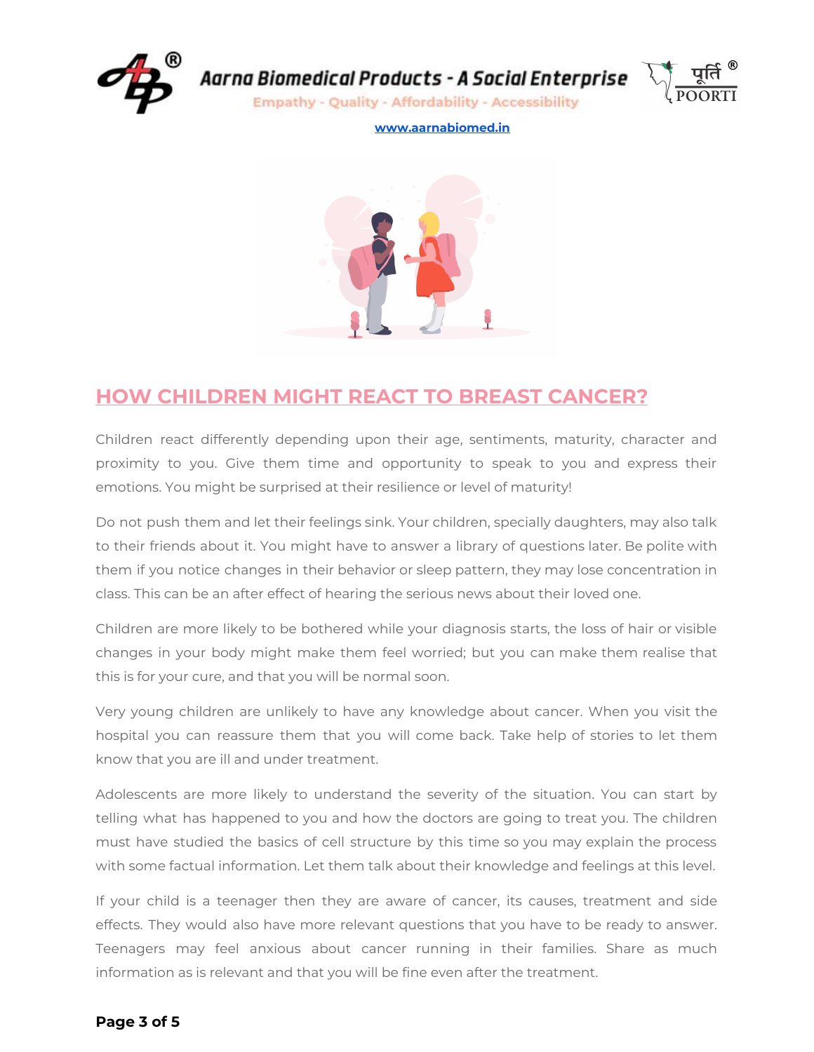## HOW CHILDREN MIGHT REACT TO BREAST CANCER?

Children react differently depending upon their age, sentiments, maturity, character and proximity to you. Give them time and opportunity to speak to you and express their emotions. You might be surprised at their resilience or level of maturity!

Do not push them and let their feelings sink. Your children, specially daughters, may also talk to their friends about it. You might have to answer a library of questions later. Be polite with them if you notice changes in their behavior or sleep pattern, they may lose concentration in class. This can be an after effect of hearing the serious news about their loved one.

Children are more likely to be bothered while your diagnosis starts, the loss of hair or visible changes in your body might make them feel worried; but you can make them realise that this is for your cure, and that you will be normal soon.

Very young children are unlikely to have any knowledge about cancer. When you visit the hospital you can reassure them that you will come back. Take help of stories to let them know that you are ill and under treatment.

Adolescents are more likely to understand the severity of the situation. You can start by telling what has happened to you and how the doctors are going to treat you. The children must have studied the basics of cell structure by this time so you may explain the process with some factual information. Let them talk about their knowledge and feelings at this level.

If your child is a teenager then they are aware of cancer, its causes, treatment and side effects. They would also have more relevant questions that you have to be ready to answer. Teenagers may feel anxious about cancer running in their families. Share as much information as is relevant and that you will be fine even after the treatment.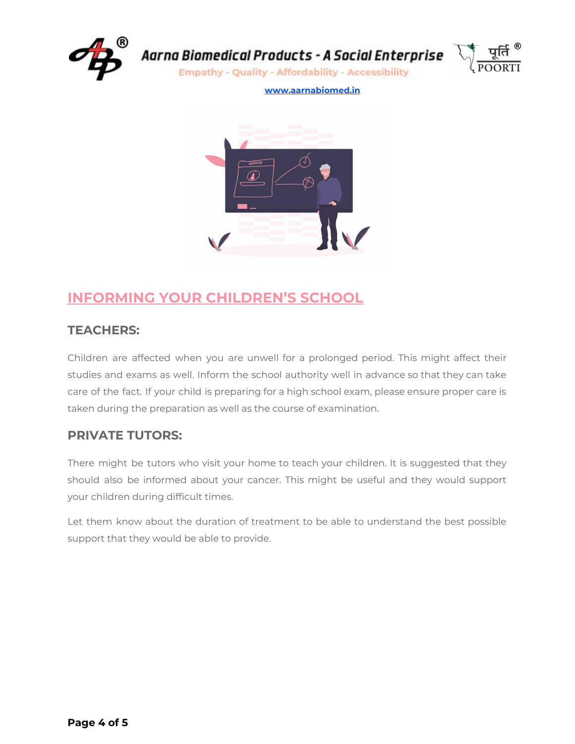## INFORMING YOUR CHILDREN'S SCHOOL

### TEACHERS:

Children are affected when you are unwell for a prolonged period. This might affect their studies and exams as well. Inform the school authority well in advance so that they can take care of the fact. If your child is preparing for a high school exam, please ensure proper care is taken during the preparation as well as the course of examination.

### PRIVATE TUTORS:

There might be tutors who visit your home to teach your children. It is suggested that they should also be informed about your cancer. This might be useful and they would support your children during difficult times.

Let them know about the duration of treatment to be able to understand the best possible support that they would be able to provide.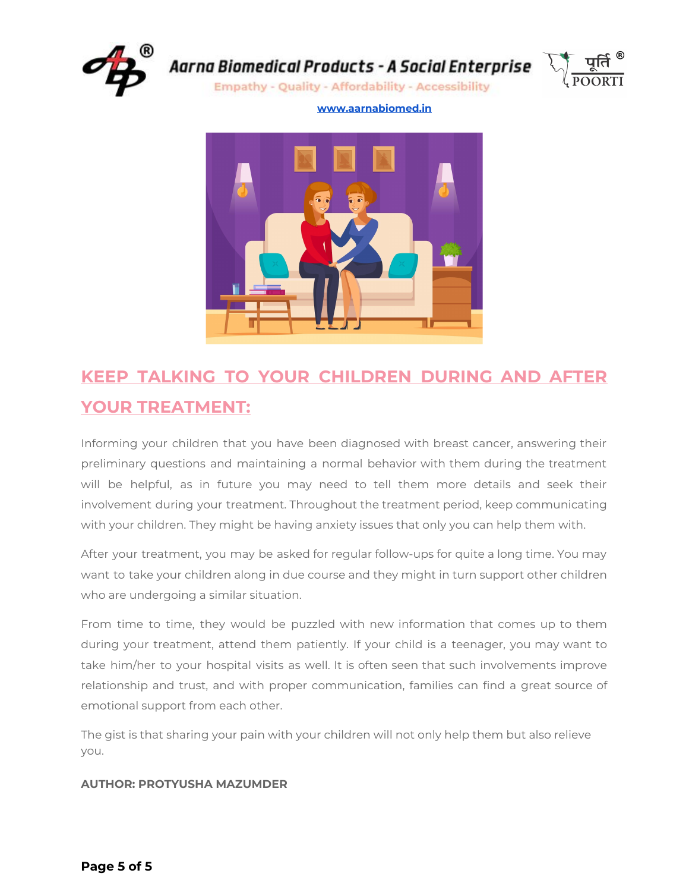## KEEP TALKING TO YOUR CHILDREN DURING AND AFTER YOUR TREATMENT:

Informing your children that you have been diagnosed with breast cancer, answering their preliminary questions and maintaining a normal behavior with them during the treatment will be helpful, as in future you may need to tell them more details and seek their involvement during your treatment. Throughout the treatment period, keep communicating with your children. They might be having anxiety issues that only you can help them with.

After your treatment, you may be asked for regular follow-ups for quite a long time. You may want to take your children along in due course and they might in turn support other children who are undergoing a similar situation.

From time to time, they would be puzzled with new information that comes up to them during your treatment, attend them patiently. If your child is a teenager, you may want to take him/her to your hospital visits as well. It is often seen that such involvements improve relationship and trust, and with proper communication, families can find a great source of emotional support from each other.

The gist is that sharing your pain with your children will not only help them but also relieve you.

**AUTHOR: PROTYUSHA MAZUMDER**